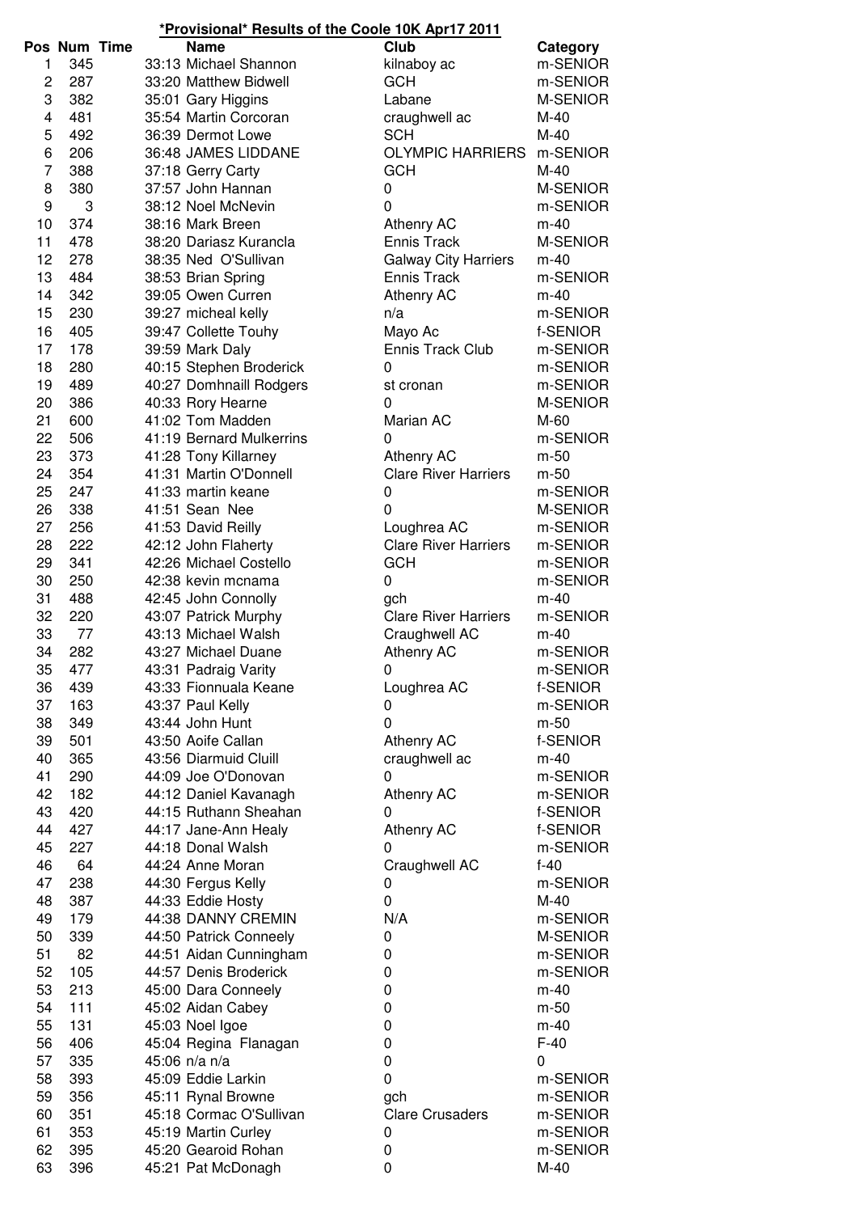# *Provisional* Results of the Coole 10K Apr17 2011

| Pos | Num | Time | Name | Club | Category |
|---|---|---|---|---|---|
| 1 | 345 | 33:13 | Michael Shannon | kilnaboy ac | m-SENIOR |
| 2 | 287 | 33:20 | Matthew Bidwell | GCH | m-SENIOR |
| 3 | 382 | 35:01 | Gary Higgins | Labane | M-SENIOR |
| 4 | 481 | 35:54 | Martin Corcoran | craughwell ac | M-40 |
| 5 | 492 | 36:39 | Dermot Lowe | SCH | M-40 |
| 6 | 206 | 36:48 | JAMES LIDDANE | OLYMPIC HARRIERS | m-SENIOR |
| 7 | 388 | 37:18 | Gerry Carty | GCH | M-40 |
| 8 | 380 | 37:57 | John Hannan | 0 | M-SENIOR |
| 9 | 3 | 38:12 | Noel McNevin | 0 | m-SENIOR |
| 10 | 374 | 38:16 | Mark Breen | Athenry AC | m-40 |
| 11 | 478 | 38:20 | Dariasz Kurancla | Ennis Track | M-SENIOR |
| 12 | 278 | 38:35 | Ned O'Sullivan | Galway City Harriers | m-40 |
| 13 | 484 | 38:53 | Brian Spring | Ennis Track | m-SENIOR |
| 14 | 342 | 39:05 | Owen Curren | Athenry AC | m-40 |
| 15 | 230 | 39:27 | micheal kelly | n/a | m-SENIOR |
| 16 | 405 | 39:47 | Collette Touhy | Mayo Ac | f-SENIOR |
| 17 | 178 | 39:59 | Mark Daly | Ennis Track Club | m-SENIOR |
| 18 | 280 | 40:15 | Stephen Broderick | 0 | m-SENIOR |
| 19 | 489 | 40:27 | Domhnaill Rodgers | st cronan | m-SENIOR |
| 20 | 386 | 40:33 | Rory Hearne | 0 | M-SENIOR |
| 21 | 600 | 41:02 | Tom Madden | Marian AC | M-60 |
| 22 | 506 | 41:19 | Bernard Mulkerrins | 0 | m-SENIOR |
| 23 | 373 | 41:28 | Tony Killarney | Athenry AC | m-50 |
| 24 | 354 | 41:31 | Martin O'Donnell | Clare River Harriers | m-50 |
| 25 | 247 | 41:33 | martin keane | 0 | m-SENIOR |
| 26 | 338 | 41:51 | Sean Nee | 0 | M-SENIOR |
| 27 | 256 | 41:53 | David Reilly | Loughrea AC | m-SENIOR |
| 28 | 222 | 42:12 | John Flaherty | Clare River Harriers | m-SENIOR |
| 29 | 341 | 42:26 | Michael Costello | GCH | m-SENIOR |
| 30 | 250 | 42:38 | kevin mcnama | 0 | m-SENIOR |
| 31 | 488 | 42:45 | John Connolly | gch | m-40 |
| 32 | 220 | 43:07 | Patrick Murphy | Clare River Harriers | m-SENIOR |
| 33 | 77 | 43:13 | Michael Walsh | Craughwell AC | m-40 |
| 34 | 282 | 43:27 | Michael Duane | Athenry AC | m-SENIOR |
| 35 | 477 | 43:31 | Padraig Varity | 0 | m-SENIOR |
| 36 | 439 | 43:33 | Fionnuala Keane | Loughrea AC | f-SENIOR |
| 37 | 163 | 43:37 | Paul Kelly | 0 | m-SENIOR |
| 38 | 349 | 43:44 | John Hunt | 0 | m-50 |
| 39 | 501 | 43:50 | Aoife Callan | Athenry AC | f-SENIOR |
| 40 | 365 | 43:56 | Diarmuid Cluill | craughwell ac | m-40 |
| 41 | 290 | 44:09 | Joe O'Donovan | 0 | m-SENIOR |
| 42 | 182 | 44:12 | Daniel Kavanagh | Athenry AC | m-SENIOR |
| 43 | 420 | 44:15 | Ruthann Sheahan | 0 | f-SENIOR |
| 44 | 427 | 44:17 | Jane-Ann Healy | Athenry AC | f-SENIOR |
| 45 | 227 | 44:18 | Donal Walsh | 0 | m-SENIOR |
| 46 | 64 | 44:24 | Anne Moran | Craughwell AC | f-40 |
| 47 | 238 | 44:30 | Fergus Kelly | 0 | m-SENIOR |
| 48 | 387 | 44:33 | Eddie Hosty | 0 | M-40 |
| 49 | 179 | 44:38 | DANNY CREMIN | N/A | m-SENIOR |
| 50 | 339 | 44:50 | Patrick Conneely | 0 | M-SENIOR |
| 51 | 82 | 44:51 | Aidan Cunningham | 0 | m-SENIOR |
| 52 | 105 | 44:57 | Denis Broderick | 0 | m-SENIOR |
| 53 | 213 | 45:00 | Dara Conneely | 0 | m-40 |
| 54 | 111 | 45:02 | Aidan Cabey | 0 | m-50 |
| 55 | 131 | 45:03 | Noel Igoe | 0 | m-40 |
| 56 | 406 | 45:04 | Regina Flanagan | 0 | F-40 |
| 57 | 335 | 45:06 | n/a n/a | 0 | 0 |
| 58 | 393 | 45:09 | Eddie Larkin | 0 | m-SENIOR |
| 59 | 356 | 45:11 | Rynal Browne | gch | m-SENIOR |
| 60 | 351 | 45:18 | Cormac O'Sullivan | Clare Crusaders | m-SENIOR |
| 61 | 353 | 45:19 | Martin Curley | 0 | m-SENIOR |
| 62 | 395 | 45:20 | Gearoid Rohan | 0 | m-SENIOR |
| 63 | 396 | 45:21 | Pat McDonagh | 0 | M-40 |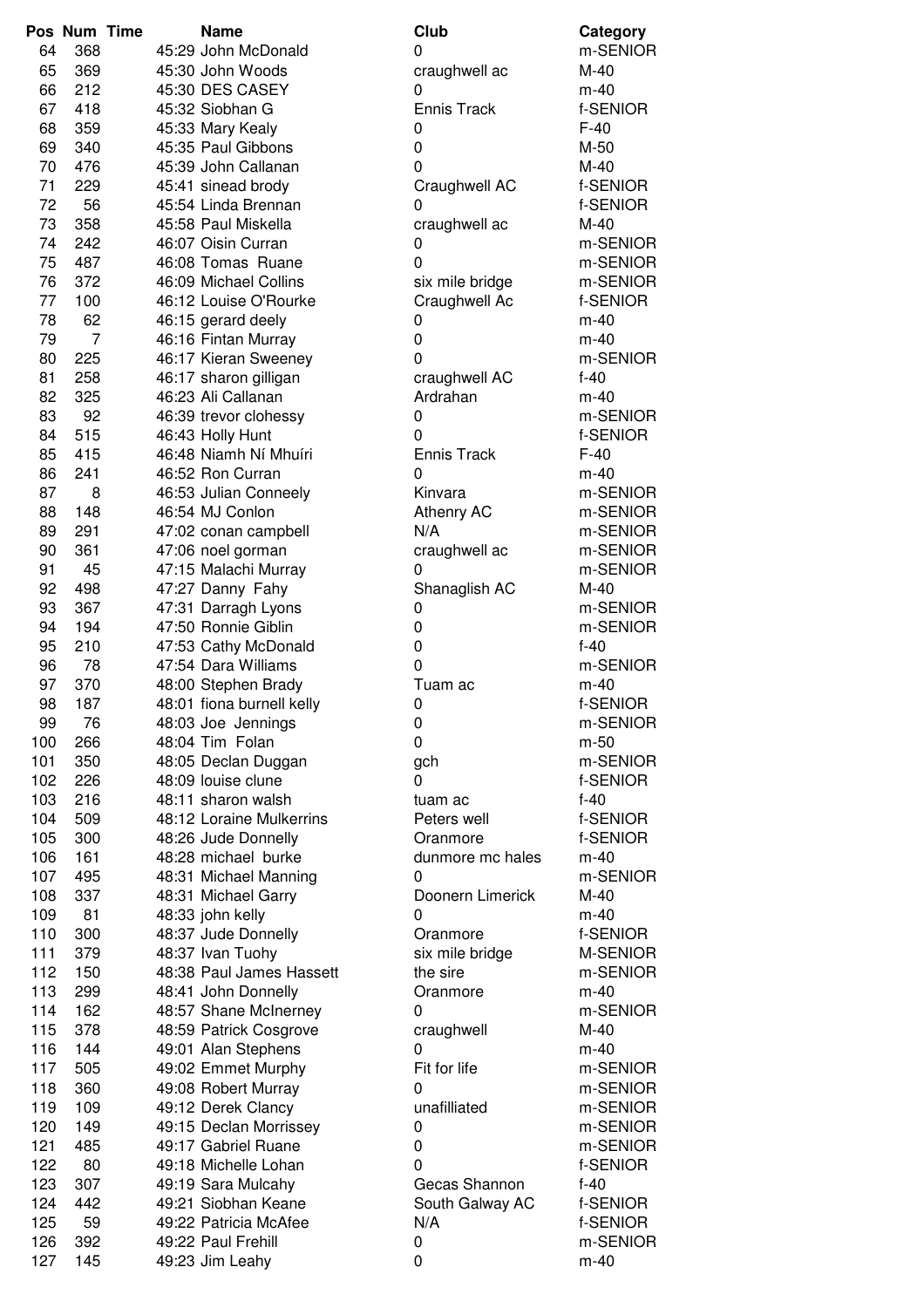| Pos | Num | Time | Name | Club | Category |
|---|---|---|---|---|---|
| 64 | 368 | 45:29 | John McDonald | 0 | m-SENIOR |
| 65 | 369 | 45:30 | John Woods | craughwell ac | M-40 |
| 66 | 212 | 45:30 | DES CASEY | 0 | m-40 |
| 67 | 418 | 45:32 | Siobhan G | Ennis Track | f-SENIOR |
| 68 | 359 | 45:33 | Mary Kealy | 0 | F-40 |
| 69 | 340 | 45:35 | Paul Gibbons | 0 | M-50 |
| 70 | 476 | 45:39 | John Callanan | 0 | M-40 |
| 71 | 229 | 45:41 | sinead brody | Craughwell AC | f-SENIOR |
| 72 | 56 | 45:54 | Linda Brennan | 0 | f-SENIOR |
| 73 | 358 | 45:58 | Paul Miskella | craughwell ac | M-40 |
| 74 | 242 | 46:07 | Oisin Curran | 0 | m-SENIOR |
| 75 | 487 | 46:08 | Tomas Ruane | 0 | m-SENIOR |
| 76 | 372 | 46:09 | Michael Collins | six mile bridge | m-SENIOR |
| 77 | 100 | 46:12 | Louise O'Rourke | Craughwell Ac | f-SENIOR |
| 78 | 62 | 46:15 | gerard deely | 0 | m-40 |
| 79 | 7 | 46:16 | Fintan Murray | 0 | m-40 |
| 80 | 225 | 46:17 | Kieran Sweeney | 0 | m-SENIOR |
| 81 | 258 | 46:17 | sharon gilligan | craughwell AC | f-40 |
| 82 | 325 | 46:23 | Ali Callanan | Ardrahan | m-40 |
| 83 | 92 | 46:39 | trevor clohessy | 0 | m-SENIOR |
| 84 | 515 | 46:43 | Holly Hunt | 0 | f-SENIOR |
| 85 | 415 | 46:48 | Niamh Ní Mhuíri | Ennis Track | F-40 |
| 86 | 241 | 46:52 | Ron Curran | 0 | m-40 |
| 87 | 8 | 46:53 | Julian Conneely | Kinvara | m-SENIOR |
| 88 | 148 | 46:54 | MJ Conlon | Athenry AC | m-SENIOR |
| 89 | 291 | 47:02 | conan campbell | N/A | m-SENIOR |
| 90 | 361 | 47:06 | noel gorman | craughwell ac | m-SENIOR |
| 91 | 45 | 47:15 | Malachi Murray | 0 | m-SENIOR |
| 92 | 498 | 47:27 | Danny Fahy | Shanaglish AC | M-40 |
| 93 | 367 | 47:31 | Darragh Lyons | 0 | m-SENIOR |
| 94 | 194 | 47:50 | Ronnie Giblin | 0 | m-SENIOR |
| 95 | 210 | 47:53 | Cathy McDonald | 0 | f-40 |
| 96 | 78 | 47:54 | Dara Williams | 0 | m-SENIOR |
| 97 | 370 | 48:00 | Stephen Brady | Tuam ac | m-40 |
| 98 | 187 | 48:01 | fiona burnell kelly | 0 | f-SENIOR |
| 99 | 76 | 48:03 | Joe Jennings | 0 | m-SENIOR |
| 100 | 266 | 48:04 | Tim Folan | 0 | m-50 |
| 101 | 350 | 48:05 | Declan Duggan | gch | m-SENIOR |
| 102 | 226 | 48:09 | louise clune | 0 | f-SENIOR |
| 103 | 216 | 48:11 | sharon walsh | tuam ac | f-40 |
| 104 | 509 | 48:12 | Loraine Mulkerrins | Peters well | f-SENIOR |
| 105 | 300 | 48:26 | Jude Donnelly | Oranmore | f-SENIOR |
| 106 | 161 | 48:28 | michael burke | dunmore mc hales | m-40 |
| 107 | 495 | 48:31 | Michael Manning | 0 | m-SENIOR |
| 108 | 337 | 48:31 | Michael Garry | Doonern Limerick | M-40 |
| 109 | 81 | 48:33 | john kelly | 0 | m-40 |
| 110 | 300 | 48:37 | Jude Donnelly | Oranmore | f-SENIOR |
| 111 | 379 | 48:37 | Ivan Tuohy | six mile bridge | M-SENIOR |
| 112 | 150 | 48:38 | Paul James Hassett | the sire | m-SENIOR |
| 113 | 299 | 48:41 | John Donnelly | Oranmore | m-40 |
| 114 | 162 | 48:57 | Shane McInerney | 0 | m-SENIOR |
| 115 | 378 | 48:59 | Patrick Cosgrove | craughwell | M-40 |
| 116 | 144 | 49:01 | Alan Stephens | 0 | m-40 |
| 117 | 505 | 49:02 | Emmet Murphy | Fit for life | m-SENIOR |
| 118 | 360 | 49:08 | Robert Murray | 0 | m-SENIOR |
| 119 | 109 | 49:12 | Derek Clancy | unafilliated | m-SENIOR |
| 120 | 149 | 49:15 | Declan Morrissey | 0 | m-SENIOR |
| 121 | 485 | 49:17 | Gabriel Ruane | 0 | m-SENIOR |
| 122 | 80 | 49:18 | Michelle Lohan | 0 | f-SENIOR |
| 123 | 307 | 49:19 | Sara Mulcahy | Gecas Shannon | f-40 |
| 124 | 442 | 49:21 | Siobhan Keane | South Galway AC | f-SENIOR |
| 125 | 59 | 49:22 | Patricia McAfee | N/A | f-SENIOR |
| 126 | 392 | 49:22 | Paul Frehill | 0 | m-SENIOR |
| 127 | 145 | 49:23 | Jim Leahy | 0 | m-40 |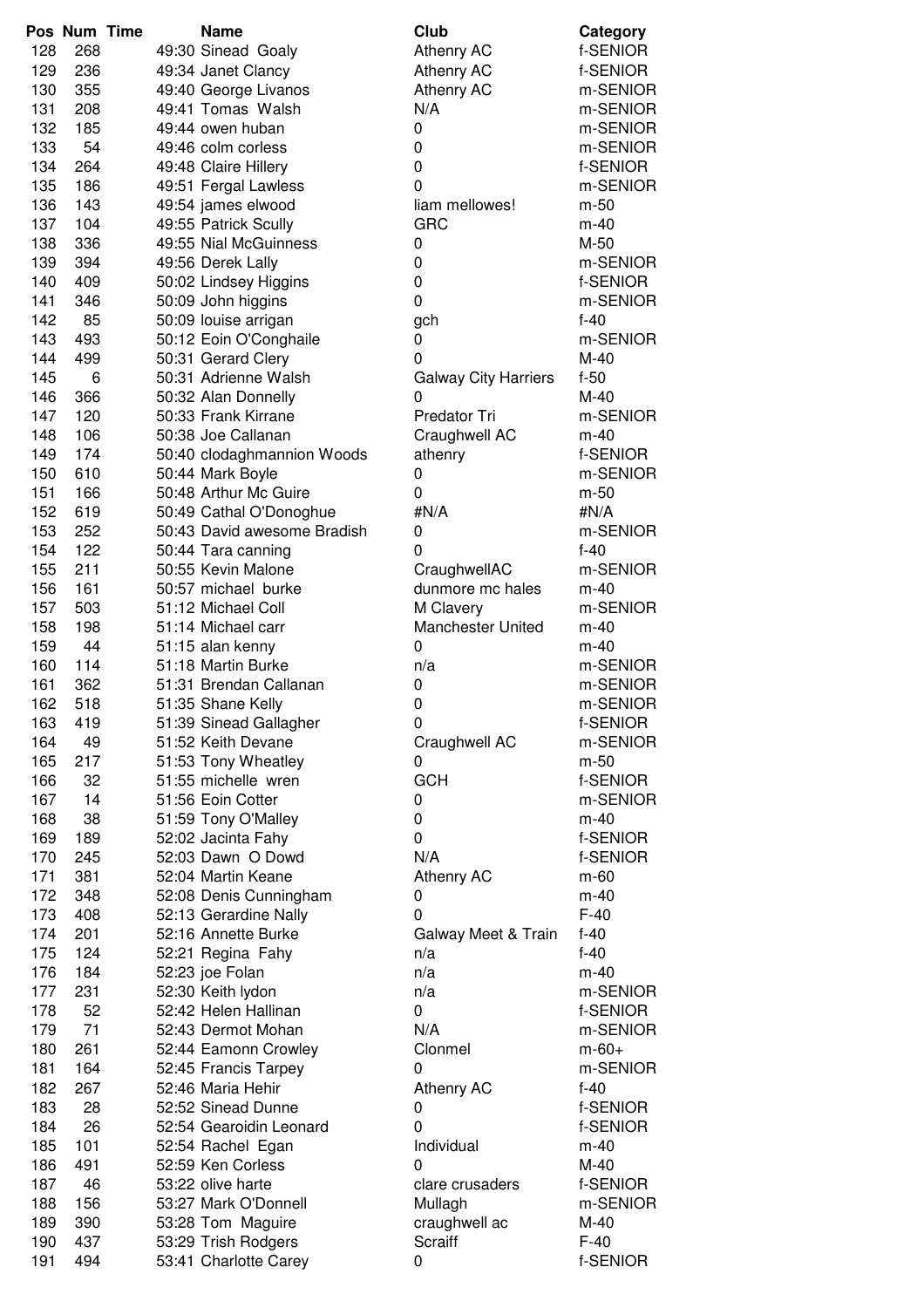| Pos | Num | Time | Name | Club | Category |
|---|---|---|---|---|---|
| 128 | 268 | 49:30 | Sinead Goaly | Athenry AC | f-SENIOR |
| 129 | 236 | 49:34 | Janet Clancy | Athenry AC | f-SENIOR |
| 130 | 355 | 49:40 | George Livanos | Athenry AC | m-SENIOR |
| 131 | 208 | 49:41 | Tomas Walsh | N/A | m-SENIOR |
| 132 | 185 | 49:44 | owen huban | 0 | m-SENIOR |
| 133 | 54 | 49:46 | colm corless | 0 | m-SENIOR |
| 134 | 264 | 49:48 | Claire Hillery | 0 | f-SENIOR |
| 135 | 186 | 49:51 | Fergal Lawless | 0 | m-SENIOR |
| 136 | 143 | 49:54 | james elwood | liam mellowes! | m-50 |
| 137 | 104 | 49:55 | Patrick Scully | GRC | m-40 |
| 138 | 336 | 49:55 | Nial McGuinness | 0 | M-50 |
| 139 | 394 | 49:56 | Derek Lally | 0 | m-SENIOR |
| 140 | 409 | 50:02 | Lindsey Higgins | 0 | f-SENIOR |
| 141 | 346 | 50:09 | John higgins | 0 | m-SENIOR |
| 142 | 85 | 50:09 | louise arrigan | gch | f-40 |
| 143 | 493 | 50:12 | Eoin O'Conghaile | 0 | m-SENIOR |
| 144 | 499 | 50:31 | Gerard Clery | 0 | M-40 |
| 145 | 6 | 50:31 | Adrienne Walsh | Galway City Harriers | f-50 |
| 146 | 366 | 50:32 | Alan Donnelly | 0 | M-40 |
| 147 | 120 | 50:33 | Frank Kirrane | Predator Tri | m-SENIOR |
| 148 | 106 | 50:38 | Joe Callanan | Craughwell AC | m-40 |
| 149 | 174 | 50:40 | clodaghmannion Woods | athenry | f-SENIOR |
| 150 | 610 | 50:44 | Mark Boyle | 0 | m-SENIOR |
| 151 | 166 | 50:48 | Arthur Mc Guire | 0 | m-50 |
| 152 | 619 | 50:49 | Cathal O'Donoghue | #N/A | #N/A |
| 153 | 252 | 50:43 | David awesome Bradish | 0 | m-SENIOR |
| 154 | 122 | 50:44 | Tara canning | 0 | f-40 |
| 155 | 211 | 50:55 | Kevin Malone | CraughwellAC | m-SENIOR |
| 156 | 161 | 50:57 | michael burke | dunmore mc hales | m-40 |
| 157 | 503 | 51:12 | Michael Coll | M Clavery | m-SENIOR |
| 158 | 198 | 51:14 | Michael carr | Manchester United | m-40 |
| 159 | 44 | 51:15 | alan kenny | 0 | m-40 |
| 160 | 114 | 51:18 | Martin Burke | n/a | m-SENIOR |
| 161 | 362 | 51:31 | Brendan Callanan | 0 | m-SENIOR |
| 162 | 518 | 51:35 | Shane Kelly | 0 | m-SENIOR |
| 163 | 419 | 51:39 | Sinead Gallagher | 0 | f-SENIOR |
| 164 | 49 | 51:52 | Keith Devane | Craughwell AC | m-SENIOR |
| 165 | 217 | 51:53 | Tony Wheatley | 0 | m-50 |
| 166 | 32 | 51:55 | michelle wren | GCH | f-SENIOR |
| 167 | 14 | 51:56 | Eoin Cotter | 0 | m-SENIOR |
| 168 | 38 | 51:59 | Tony O'Malley | 0 | m-40 |
| 169 | 189 | 52:02 | Jacinta Fahy | 0 | f-SENIOR |
| 170 | 245 | 52:03 | Dawn O Dowd | N/A | f-SENIOR |
| 171 | 381 | 52:04 | Martin Keane | Athenry AC | m-60 |
| 172 | 348 | 52:08 | Denis Cunningham | 0 | m-40 |
| 173 | 408 | 52:13 | Gerardine Nally | 0 | F-40 |
| 174 | 201 | 52:16 | Annette Burke | Galway Meet & Train | f-40 |
| 175 | 124 | 52:21 | Regina Fahy | n/a | f-40 |
| 176 | 184 | 52:23 | joe Folan | n/a | m-40 |
| 177 | 231 | 52:30 | Keith lydon | n/a | m-SENIOR |
| 178 | 52 | 52:42 | Helen Hallinan | 0 | f-SENIOR |
| 179 | 71 | 52:43 | Dermot Mohan | N/A | m-SENIOR |
| 180 | 261 | 52:44 | Eamonn Crowley | Clonmel | m-60+ |
| 181 | 164 | 52:45 | Francis Tarpey | 0 | m-SENIOR |
| 182 | 267 | 52:46 | Maria Hehir | Athenry AC | f-40 |
| 183 | 28 | 52:52 | Sinead Dunne | 0 | f-SENIOR |
| 184 | 26 | 52:54 | Gearoidin Leonard | 0 | f-SENIOR |
| 185 | 101 | 52:54 | Rachel Egan | Individual | m-40 |
| 186 | 491 | 52:59 | Ken Corless | 0 | M-40 |
| 187 | 46 | 53:22 | olive harte | clare crusaders | f-SENIOR |
| 188 | 156 | 53:27 | Mark O'Donnell | Mullagh | m-SENIOR |
| 189 | 390 | 53:28 | Tom Maguire | craughwell ac | M-40 |
| 190 | 437 | 53:29 | Trish Rodgers | Scraiff | F-40 |
| 191 | 494 | 53:41 | Charlotte Carey | 0 | f-SENIOR |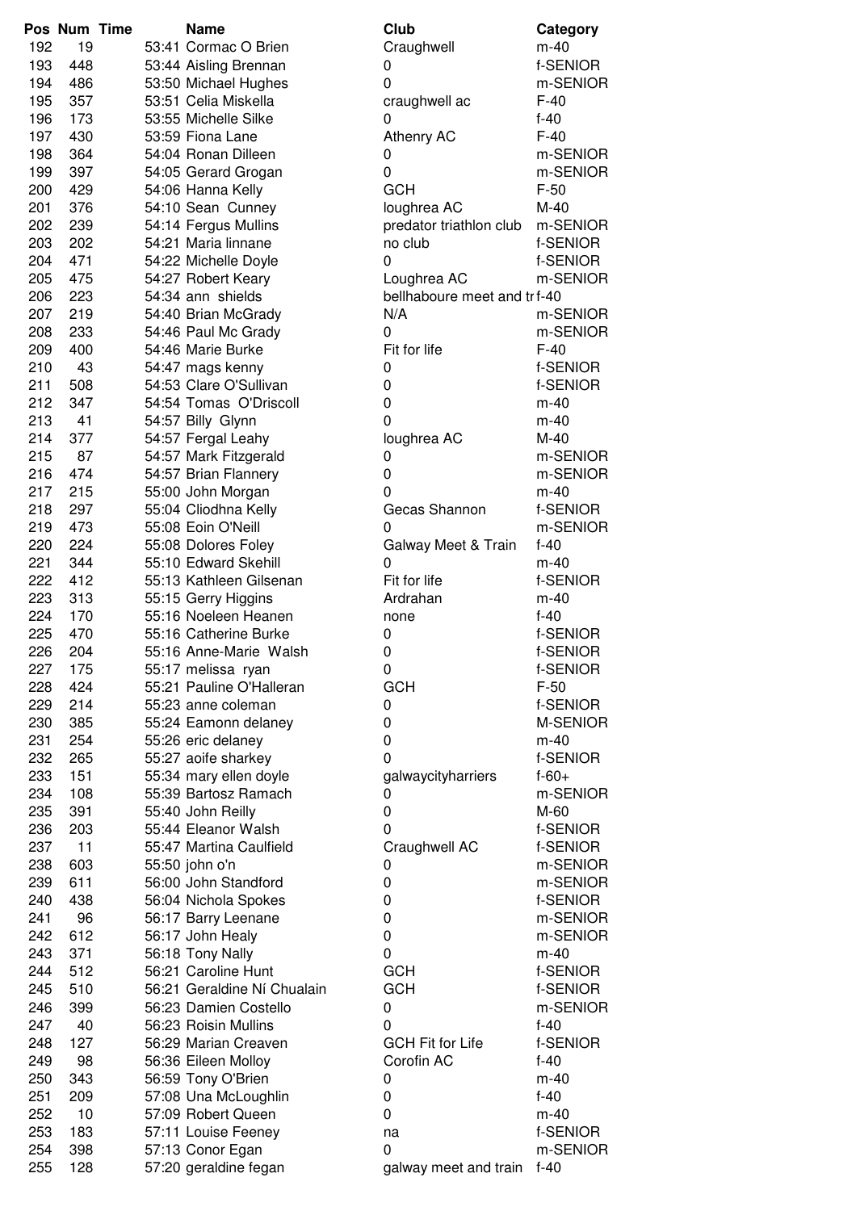| Pos | Num | Time | Name | Club | Category |
|---|---|---|---|---|---|
| 192 | 19 | 53:41 | Cormac O Brien | Craughwell | m-40 |
| 193 | 448 | 53:44 | Aisling Brennan | 0 | f-SENIOR |
| 194 | 486 | 53:50 | Michael Hughes | 0 | m-SENIOR |
| 195 | 357 | 53:51 | Celia Miskella | craughwell ac | F-40 |
| 196 | 173 | 53:55 | Michelle Silke | 0 | f-40 |
| 197 | 430 | 53:59 | Fiona Lane | Athenry AC | F-40 |
| 198 | 364 | 54:04 | Ronan Dilleen | 0 | m-SENIOR |
| 199 | 397 | 54:05 | Gerard Grogan | 0 | m-SENIOR |
| 200 | 429 | 54:06 | Hanna Kelly | GCH | F-50 |
| 201 | 376 | 54:10 | Sean Cunney | loughrea AC | M-40 |
| 202 | 239 | 54:14 | Fergus Mullins | predator triathlon club | m-SENIOR |
| 203 | 202 | 54:21 | Maria linnane | no club | f-SENIOR |
| 204 | 471 | 54:22 | Michelle Doyle | 0 | f-SENIOR |
| 205 | 475 | 54:27 | Robert Keary | Loughrea AC | m-SENIOR |
| 206 | 223 | 54:34 | ann shields | bellhaboure meet and tr | f-40 |
| 207 | 219 | 54:40 | Brian McGrady | N/A | m-SENIOR |
| 208 | 233 | 54:46 | Paul Mc Grady | 0 | m-SENIOR |
| 209 | 400 | 54:46 | Marie Burke | Fit for life | F-40 |
| 210 | 43 | 54:47 | mags kenny | 0 | f-SENIOR |
| 211 | 508 | 54:53 | Clare O'Sullivan | 0 | f-SENIOR |
| 212 | 347 | 54:54 | Tomas O'Driscoll | 0 | m-40 |
| 213 | 41 | 54:57 | Billy Glynn | 0 | m-40 |
| 214 | 377 | 54:57 | Fergal Leahy | loughrea AC | M-40 |
| 215 | 87 | 54:57 | Mark Fitzgerald | 0 | m-SENIOR |
| 216 | 474 | 54:57 | Brian Flannery | 0 | m-SENIOR |
| 217 | 215 | 55:00 | John Morgan | 0 | m-40 |
| 218 | 297 | 55:04 | Cliodhna Kelly | Gecas Shannon | f-SENIOR |
| 219 | 473 | 55:08 | Eoin O'Neill | 0 | m-SENIOR |
| 220 | 224 | 55:08 | Dolores Foley | Galway Meet & Train | f-40 |
| 221 | 344 | 55:10 | Edward Skehill | 0 | m-40 |
| 222 | 412 | 55:13 | Kathleen Gilsenan | Fit for life | f-SENIOR |
| 223 | 313 | 55:15 | Gerry Higgins | Ardrahan | m-40 |
| 224 | 170 | 55:16 | Noeleen Heanen | none | f-40 |
| 225 | 470 | 55:16 | Catherine Burke | 0 | f-SENIOR |
| 226 | 204 | 55:16 | Anne-Marie Walsh | 0 | f-SENIOR |
| 227 | 175 | 55:17 | melissa ryan | 0 | f-SENIOR |
| 228 | 424 | 55:21 | Pauline O'Halleran | GCH | F-50 |
| 229 | 214 | 55:23 | anne coleman | 0 | f-SENIOR |
| 230 | 385 | 55:24 | Eamonn delaney | 0 | M-SENIOR |
| 231 | 254 | 55:26 | eric delaney | 0 | m-40 |
| 232 | 265 | 55:27 | aoife sharkey | 0 | f-SENIOR |
| 233 | 151 | 55:34 | mary ellen doyle | galwaycityharriers | f-60+ |
| 234 | 108 | 55:39 | Bartosz Ramach | 0 | m-SENIOR |
| 235 | 391 | 55:40 | John Reilly | 0 | M-60 |
| 236 | 203 | 55:44 | Eleanor Walsh | 0 | f-SENIOR |
| 237 | 11 | 55:47 | Martina Caulfield | Craughwell AC | f-SENIOR |
| 238 | 603 | 55:50 | john o'n | 0 | m-SENIOR |
| 239 | 611 | 56:00 | John Standford | 0 | m-SENIOR |
| 240 | 438 | 56:04 | Nichola Spokes | 0 | f-SENIOR |
| 241 | 96 | 56:17 | Barry Leenane | 0 | m-SENIOR |
| 242 | 612 | 56:17 | John Healy | 0 | m-SENIOR |
| 243 | 371 | 56:18 | Tony Nally | 0 | m-40 |
| 244 | 512 | 56:21 | Caroline Hunt | GCH | f-SENIOR |
| 245 | 510 | 56:21 | Geraldine Ní Chualain | GCH | f-SENIOR |
| 246 | 399 | 56:23 | Damien Costello | 0 | m-SENIOR |
| 247 | 40 | 56:23 | Roisin Mullins | 0 | f-40 |
| 248 | 127 | 56:29 | Marian Creaven | GCH Fit for Life | f-SENIOR |
| 249 | 98 | 56:36 | Eileen Molloy | Corofin AC | f-40 |
| 250 | 343 | 56:59 | Tony O'Brien | 0 | m-40 |
| 251 | 209 | 57:08 | Una McLoughlin | 0 | f-40 |
| 252 | 10 | 57:09 | Robert Queen | 0 | m-40 |
| 253 | 183 | 57:11 | Louise Feeney | na | f-SENIOR |
| 254 | 398 | 57:13 | Conor Egan | 0 | m-SENIOR |
| 255 | 128 | 57:20 | geraldine fegan | galway meet and train | f-40 |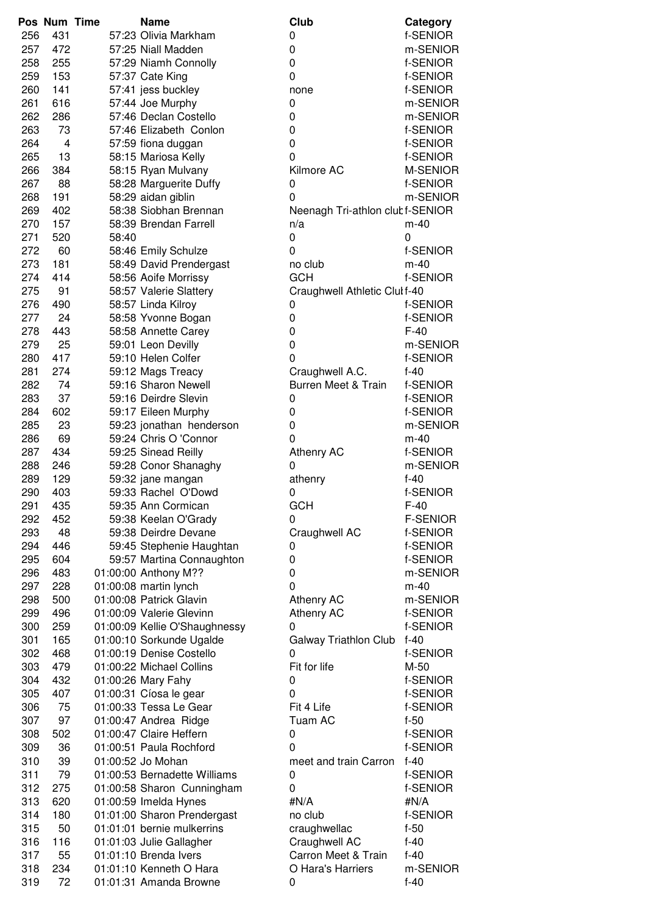| Pos | Num | Time | Name | Club | Category |
|---|---|---|---|---|---|
| 256 | 431 | 57:23 | Olivia Markham | 0 | f-SENIOR |
| 257 | 472 | 57:25 | Niall Madden | 0 | m-SENIOR |
| 258 | 255 | 57:29 | Niamh Connolly | 0 | f-SENIOR |
| 259 | 153 | 57:37 | Cate King | 0 | f-SENIOR |
| 260 | 141 | 57:41 | jess buckley | none | f-SENIOR |
| 261 | 616 | 57:44 | Joe Murphy | 0 | m-SENIOR |
| 262 | 286 | 57:46 | Declan Costello | 0 | m-SENIOR |
| 263 | 73 | 57:46 | Elizabeth Conlon | 0 | f-SENIOR |
| 264 | 4 | 57:59 | fiona duggan | 0 | f-SENIOR |
| 265 | 13 | 58:15 | Mariosa Kelly | 0 | f-SENIOR |
| 266 | 384 | 58:15 | Ryan Mulvany | Kilmore AC | M-SENIOR |
| 267 | 88 | 58:28 | Marguerite Duffy | 0 | f-SENIOR |
| 268 | 191 | 58:29 | aidan giblin | 0 | m-SENIOR |
| 269 | 402 | 58:38 | Siobhan Brennan | Neenagh Tri-athlon club | f-SENIOR |
| 270 | 157 | 58:39 | Brendan Farrell | n/a | m-40 |
| 271 | 520 | 58:40 | | 0 | 0 |
| 272 | 60 | 58:46 | Emily Schulze | 0 | f-SENIOR |
| 273 | 181 | 58:49 | David Prendergast | no club | m-40 |
| 274 | 414 | 58:56 | Aoife Morrissy | GCH | f-SENIOR |
| 275 | 91 | 58:57 | Valerie Slattery | Craughwell Athletic Club | f-40 |
| 276 | 490 | 58:57 | Linda Kilroy | 0 | f-SENIOR |
| 277 | 24 | 58:58 | Yvonne Bogan | 0 | f-SENIOR |
| 278 | 443 | 58:58 | Annette Carey | 0 | F-40 |
| 279 | 25 | 59:01 | Leon Devilly | 0 | m-SENIOR |
| 280 | 417 | 59:10 | Helen Colfer | 0 | f-SENIOR |
| 281 | 274 | 59:12 | Mags Treacy | Craughwell A.C. | f-40 |
| 282 | 74 | 59:16 | Sharon Newell | Burren Meet & Train | f-SENIOR |
| 283 | 37 | 59:16 | Deirdre Slevin | 0 | f-SENIOR |
| 284 | 602 | 59:17 | Eileen Murphy | 0 | f-SENIOR |
| 285 | 23 | 59:23 | jonathan henderson | 0 | m-SENIOR |
| 286 | 69 | 59:24 | Chris O 'Connor | 0 | m-40 |
| 287 | 434 | 59:25 | Sinead Reilly | Athenry AC | f-SENIOR |
| 288 | 246 | 59:28 | Conor Shanaghy | 0 | m-SENIOR |
| 289 | 129 | 59:32 | jane mangan | athenry | f-40 |
| 290 | 403 | 59:33 | Rachel O'Dowd | 0 | f-SENIOR |
| 291 | 435 | 59:35 | Ann Cormican | GCH | F-40 |
| 292 | 452 | 59:38 | Keelan O'Grady | 0 | F-SENIOR |
| 293 | 48 | 59:38 | Deirdre Devane | Craughwell AC | f-SENIOR |
| 294 | 446 | 59:45 | Stephenie Haughtan | 0 | f-SENIOR |
| 295 | 604 | 59:57 | Martina Connaughton | 0 | f-SENIOR |
| 296 | 483 | 01:00:00 | Anthony M?? | 0 | m-SENIOR |
| 297 | 228 | 01:00:08 | martin lynch | 0 | m-40 |
| 298 | 500 | 01:00:08 | Patrick Glavin | Athenry AC | m-SENIOR |
| 299 | 496 | 01:00:09 | Valerie Glevinn | Athenry AC | f-SENIOR |
| 300 | 259 | 01:00:09 | Kellie O'Shaughnessy | 0 | f-SENIOR |
| 301 | 165 | 01:00:10 | Sorkunde Ugalde | Galway Triathlon Club | f-40 |
| 302 | 468 | 01:00:19 | Denise Costello | 0 | f-SENIOR |
| 303 | 479 | 01:00:22 | Michael Collins | Fit for life | M-50 |
| 304 | 432 | 01:00:26 | Mary Fahy | 0 | f-SENIOR |
| 305 | 407 | 01:00:31 | Cíosa le gear | 0 | f-SENIOR |
| 306 | 75 | 01:00:33 | Tessa Le Gear | Fit 4 Life | f-SENIOR |
| 307 | 97 | 01:00:47 | Andrea Ridge | Tuam AC | f-50 |
| 308 | 502 | 01:00:47 | Claire Heffern | 0 | f-SENIOR |
| 309 | 36 | 01:00:51 | Paula Rochford | 0 | f-SENIOR |
| 310 | 39 | 01:00:52 | Jo Mohan | meet and train Carron | f-40 |
| 311 | 79 | 01:00:53 | Bernadette Williams | 0 | f-SENIOR |
| 312 | 275 | 01:00:58 | Sharon Cunningham | 0 | f-SENIOR |
| 313 | 620 | 01:00:59 | Imelda Hynes | #N/A | #N/A |
| 314 | 180 | 01:01:00 | Sharon Prendergast | no club | f-SENIOR |
| 315 | 50 | 01:01:01 | bernie mulkerrins | craughwellac | f-50 |
| 316 | 116 | 01:01:03 | Julie Gallagher | Craughwell AC | f-40 |
| 317 | 55 | 01:01:10 | Brenda Ivers | Carron Meet & Train | f-40 |
| 318 | 234 | 01:01:10 | Kenneth O Hara | O Hara's Harriers | m-SENIOR |
| 319 | 72 | 01:01:31 | Amanda Browne | 0 | f-40 |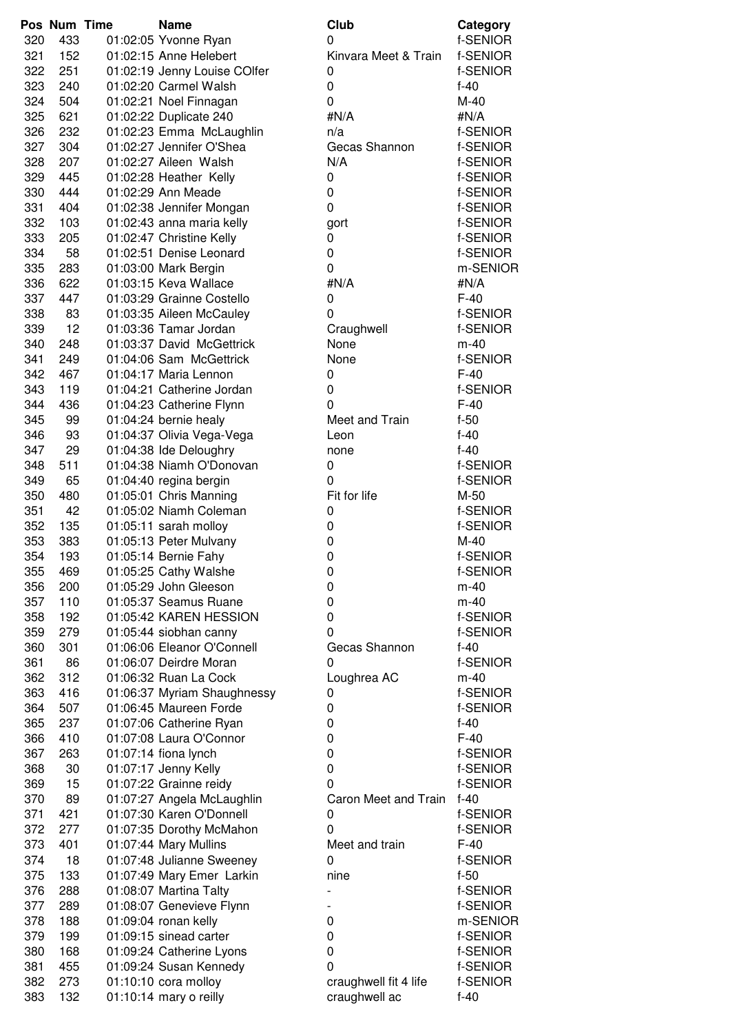| Pos | Num | Time | Name | Club | Category |
|---|---|---|---|---|---|
| 320 | 433 | 01:02:05 | Yvonne Ryan | 0 | f-SENIOR |
| 321 | 152 | 01:02:15 | Anne Helebert | Kinvara Meet & Train | f-SENIOR |
| 322 | 251 | 01:02:19 | Jenny Louise COlfer | 0 | f-SENIOR |
| 323 | 240 | 01:02:20 | Carmel Walsh | 0 | f-40 |
| 324 | 504 | 01:02:21 | Noel Finnagan | 0 | M-40 |
| 325 | 621 | 01:02:22 | Duplicate 240 | #N/A | #N/A |
| 326 | 232 | 01:02:23 | Emma McLaughlin | n/a | f-SENIOR |
| 327 | 304 | 01:02:27 | Jennifer O'Shea | Gecas Shannon | f-SENIOR |
| 328 | 207 | 01:02:27 | Aileen Walsh | N/A | f-SENIOR |
| 329 | 445 | 01:02:28 | Heather Kelly | 0 | f-SENIOR |
| 330 | 444 | 01:02:29 | Ann Meade | 0 | f-SENIOR |
| 331 | 404 | 01:02:38 | Jennifer Mongan | 0 | f-SENIOR |
| 332 | 103 | 01:02:43 | anna maria kelly | gort | f-SENIOR |
| 333 | 205 | 01:02:47 | Christine Kelly | 0 | f-SENIOR |
| 334 | 58 | 01:02:51 | Denise Leonard | 0 | f-SENIOR |
| 335 | 283 | 01:03:00 | Mark Bergin | 0 | m-SENIOR |
| 336 | 622 | 01:03:15 | Keva Wallace | #N/A | #N/A |
| 337 | 447 | 01:03:29 | Grainne Costello | 0 | F-40 |
| 338 | 83 | 01:03:35 | Aileen McCauley | 0 | f-SENIOR |
| 339 | 12 | 01:03:36 | Tamar Jordan | Craughwell | f-SENIOR |
| 340 | 248 | 01:03:37 | David McGettrick | None | m-40 |
| 341 | 249 | 01:04:06 | Sam McGettrick | None | f-SENIOR |
| 342 | 467 | 01:04:17 | Maria Lennon | 0 | F-40 |
| 343 | 119 | 01:04:21 | Catherine Jordan | 0 | f-SENIOR |
| 344 | 436 | 01:04:23 | Catherine Flynn | 0 | F-40 |
| 345 | 99 | 01:04:24 | bernie healy | Meet and Train | f-50 |
| 346 | 93 | 01:04:37 | Olivia Vega-Vega | Leon | f-40 |
| 347 | 29 | 01:04:38 | Ide Deloughry | none | f-40 |
| 348 | 511 | 01:04:38 | Niamh O'Donovan | 0 | f-SENIOR |
| 349 | 65 | 01:04:40 | regina bergin | 0 | f-SENIOR |
| 350 | 480 | 01:05:01 | Chris Manning | Fit for life | M-50 |
| 351 | 42 | 01:05:02 | Niamh Coleman | 0 | f-SENIOR |
| 352 | 135 | 01:05:11 | sarah molloy | 0 | f-SENIOR |
| 353 | 383 | 01:05:13 | Peter Mulvany | 0 | M-40 |
| 354 | 193 | 01:05:14 | Bernie Fahy | 0 | f-SENIOR |
| 355 | 469 | 01:05:25 | Cathy Walshe | 0 | f-SENIOR |
| 356 | 200 | 01:05:29 | John Gleeson | 0 | m-40 |
| 357 | 110 | 01:05:37 | Seamus Ruane | 0 | m-40 |
| 358 | 192 | 01:05:42 | KAREN HESSION | 0 | f-SENIOR |
| 359 | 279 | 01:05:44 | siobhan canny | 0 | f-SENIOR |
| 360 | 301 | 01:06:06 | Eleanor O'Connell | Gecas Shannon | f-40 |
| 361 | 86 | 01:06:07 | Deirdre Moran | 0 | f-SENIOR |
| 362 | 312 | 01:06:32 | Ruan La Cock | Loughrea AC | m-40 |
| 363 | 416 | 01:06:37 | Myriam Shaughnessy | 0 | f-SENIOR |
| 364 | 507 | 01:06:45 | Maureen Forde | 0 | f-SENIOR |
| 365 | 237 | 01:07:06 | Catherine Ryan | 0 | f-40 |
| 366 | 410 | 01:07:08 | Laura O'Connor | 0 | F-40 |
| 367 | 263 | 01:07:14 | fiona lynch | 0 | f-SENIOR |
| 368 | 30 | 01:07:17 | Jenny Kelly | 0 | f-SENIOR |
| 369 | 15 | 01:07:22 | Grainne reidy | 0 | f-SENIOR |
| 370 | 89 | 01:07:27 | Angela McLaughlin | Caron Meet and Train | f-40 |
| 371 | 421 | 01:07:30 | Karen O'Donnell | 0 | f-SENIOR |
| 372 | 277 | 01:07:35 | Dorothy McMahon | 0 | f-SENIOR |
| 373 | 401 | 01:07:44 | Mary Mullins | Meet and train | F-40 |
| 374 | 18 | 01:07:48 | Julianne Sweeney | 0 | f-SENIOR |
| 375 | 133 | 01:07:49 | Mary Emer Larkin | nine | f-50 |
| 376 | 288 | 01:08:07 | Martina Talty | - | f-SENIOR |
| 377 | 289 | 01:08:07 | Genevieve Flynn | - | f-SENIOR |
| 378 | 188 | 01:09:04 | ronan kelly | 0 | m-SENIOR |
| 379 | 199 | 01:09:15 | sinead carter | 0 | f-SENIOR |
| 380 | 168 | 01:09:24 | Catherine Lyons | 0 | f-SENIOR |
| 381 | 455 | 01:09:24 | Susan Kennedy | 0 | f-SENIOR |
| 382 | 273 | 01:10:10 | cora molloy | craughwell fit 4 life | f-SENIOR |
| 383 | 132 | 01:10:14 | mary o reilly | craughwell ac | f-40 |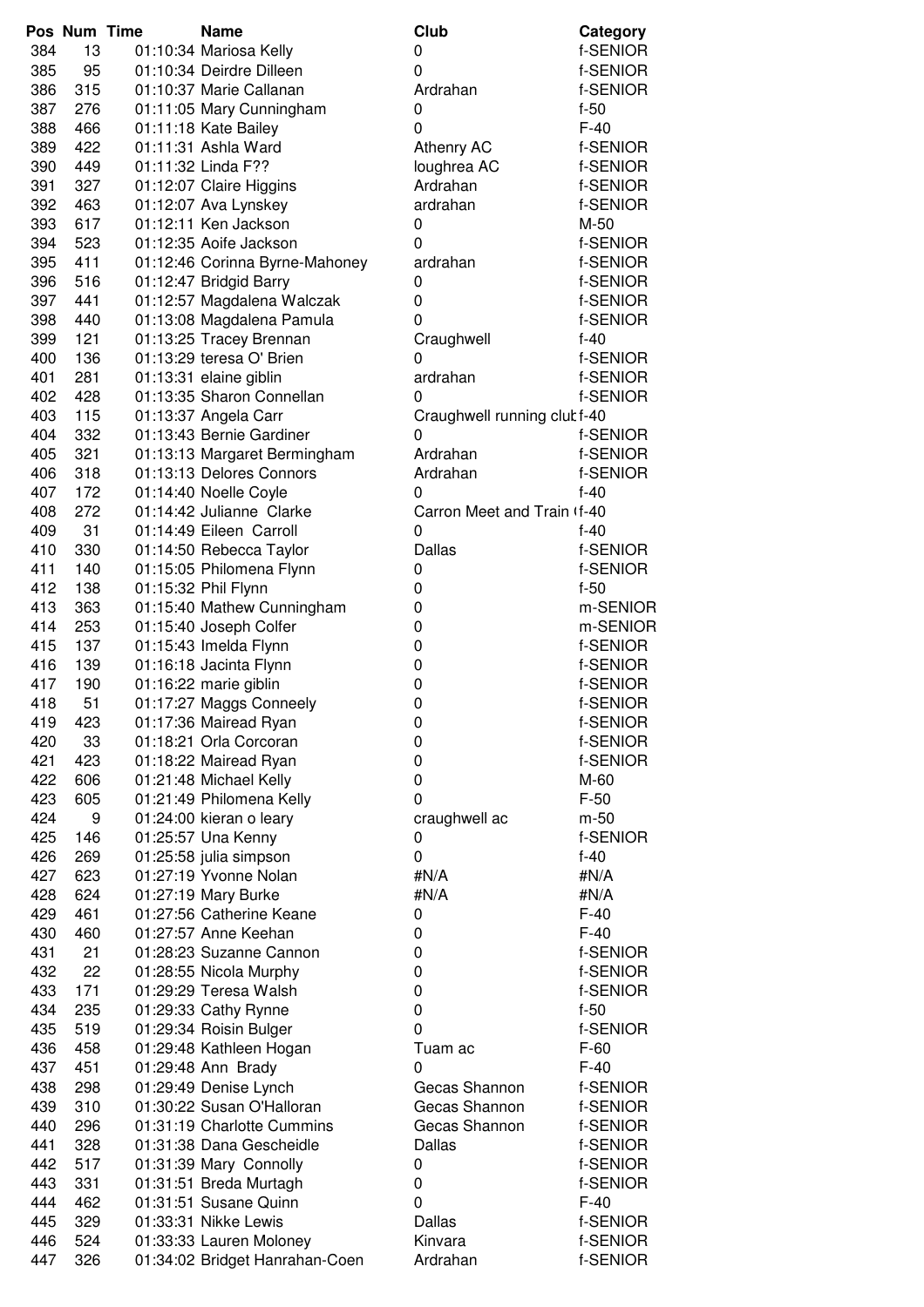| Pos | Num | Time | Name | Club | Category |
|---|---|---|---|---|---|
| 384 | 13 | 01:10:34 | Mariosa Kelly | 0 | f-SENIOR |
| 385 | 95 | 01:10:34 | Deirdre Dilleen | 0 | f-SENIOR |
| 386 | 315 | 01:10:37 | Marie Callanan | Ardrahan | f-SENIOR |
| 387 | 276 | 01:11:05 | Mary Cunningham | 0 | f-50 |
| 388 | 466 | 01:11:18 | Kate Bailey | 0 | F-40 |
| 389 | 422 | 01:11:31 | Ashla Ward | Athenry AC | f-SENIOR |
| 390 | 449 | 01:11:32 | Linda F?? | loughrea AC | f-SENIOR |
| 391 | 327 | 01:12:07 | Claire Higgins | Ardrahan | f-SENIOR |
| 392 | 463 | 01:12:07 | Ava Lynskey | ardrahan | f-SENIOR |
| 393 | 617 | 01:12:11 | Ken Jackson | 0 | M-50 |
| 394 | 523 | 01:12:35 | Aoife Jackson | 0 | f-SENIOR |
| 395 | 411 | 01:12:46 | Corinna Byrne-Mahoney | ardrahan | f-SENIOR |
| 396 | 516 | 01:12:47 | Bridgid Barry | 0 | f-SENIOR |
| 397 | 441 | 01:12:57 | Magdalena Walczak | 0 | f-SENIOR |
| 398 | 440 | 01:13:08 | Magdalena Pamula | 0 | f-SENIOR |
| 399 | 121 | 01:13:25 | Tracey Brennan | Craughwell | f-40 |
| 400 | 136 | 01:13:29 | teresa O' Brien | 0 | f-SENIOR |
| 401 | 281 | 01:13:31 | elaine giblin | ardrahan | f-SENIOR |
| 402 | 428 | 01:13:35 | Sharon Connellan | 0 | f-SENIOR |
| 403 | 115 | 01:13:37 | Angela Carr | Craughwell running club | f-40 |
| 404 | 332 | 01:13:43 | Bernie Gardiner | 0 | f-SENIOR |
| 405 | 321 | 01:13:13 | Margaret Bermingham | Ardrahan | f-SENIOR |
| 406 | 318 | 01:13:13 | Delores Connors | Ardrahan | f-SENIOR |
| 407 | 172 | 01:14:40 | Noelle Coyle | 0 | f-40 |
| 408 | 272 | 01:14:42 | Julianne Clarke | Carron Meet and Train ( | f-40 |
| 409 | 31 | 01:14:49 | Eileen Carroll | 0 | f-40 |
| 410 | 330 | 01:14:50 | Rebecca Taylor | Dallas | f-SENIOR |
| 411 | 140 | 01:15:05 | Philomena Flynn | 0 | f-SENIOR |
| 412 | 138 | 01:15:32 | Phil Flynn | 0 | f-50 |
| 413 | 363 | 01:15:40 | Mathew Cunningham | 0 | m-SENIOR |
| 414 | 253 | 01:15:40 | Joseph Colfer | 0 | m-SENIOR |
| 415 | 137 | 01:15:43 | Imelda Flynn | 0 | f-SENIOR |
| 416 | 139 | 01:16:18 | Jacinta Flynn | 0 | f-SENIOR |
| 417 | 190 | 01:16:22 | marie giblin | 0 | f-SENIOR |
| 418 | 51 | 01:17:27 | Maggs Conneely | 0 | f-SENIOR |
| 419 | 423 | 01:17:36 | Mairead Ryan | 0 | f-SENIOR |
| 420 | 33 | 01:18:21 | Orla Corcoran | 0 | f-SENIOR |
| 421 | 423 | 01:18:22 | Mairead Ryan | 0 | f-SENIOR |
| 422 | 606 | 01:21:48 | Michael Kelly | 0 | M-60 |
| 423 | 605 | 01:21:49 | Philomena Kelly | 0 | F-50 |
| 424 | 9 | 01:24:00 | kieran o leary | craughwell ac | m-50 |
| 425 | 146 | 01:25:57 | Una Kenny | 0 | f-SENIOR |
| 426 | 269 | 01:25:58 | julia simpson | 0 | f-40 |
| 427 | 623 | 01:27:19 | Yvonne Nolan | #N/A | #N/A |
| 428 | 624 | 01:27:19 | Mary Burke | #N/A | #N/A |
| 429 | 461 | 01:27:56 | Catherine Keane | 0 | F-40 |
| 430 | 460 | 01:27:57 | Anne Keehan | 0 | F-40 |
| 431 | 21 | 01:28:23 | Suzanne Cannon | 0 | f-SENIOR |
| 432 | 22 | 01:28:55 | Nicola Murphy | 0 | f-SENIOR |
| 433 | 171 | 01:29:29 | Teresa Walsh | 0 | f-SENIOR |
| 434 | 235 | 01:29:33 | Cathy Rynne | 0 | f-50 |
| 435 | 519 | 01:29:34 | Roisin Bulger | 0 | f-SENIOR |
| 436 | 458 | 01:29:48 | Kathleen Hogan | Tuam ac | F-60 |
| 437 | 451 | 01:29:48 | Ann Brady | 0 | F-40 |
| 438 | 298 | 01:29:49 | Denise Lynch | Gecas Shannon | f-SENIOR |
| 439 | 310 | 01:30:22 | Susan O'Halloran | Gecas Shannon | f-SENIOR |
| 440 | 296 | 01:31:19 | Charlotte Cummins | Gecas Shannon | f-SENIOR |
| 441 | 328 | 01:31:38 | Dana Gescheidle | Dallas | f-SENIOR |
| 442 | 517 | 01:31:39 | Mary Connolly | 0 | f-SENIOR |
| 443 | 331 | 01:31:51 | Breda Murtagh | 0 | f-SENIOR |
| 444 | 462 | 01:31:51 | Susane Quinn | 0 | F-40 |
| 445 | 329 | 01:33:31 | Nikke Lewis | Dallas | f-SENIOR |
| 446 | 524 | 01:33:33 | Lauren Moloney | Kinvara | f-SENIOR |
| 447 | 326 | 01:34:02 | Bridget Hanrahan-Coen | Ardrahan | f-SENIOR |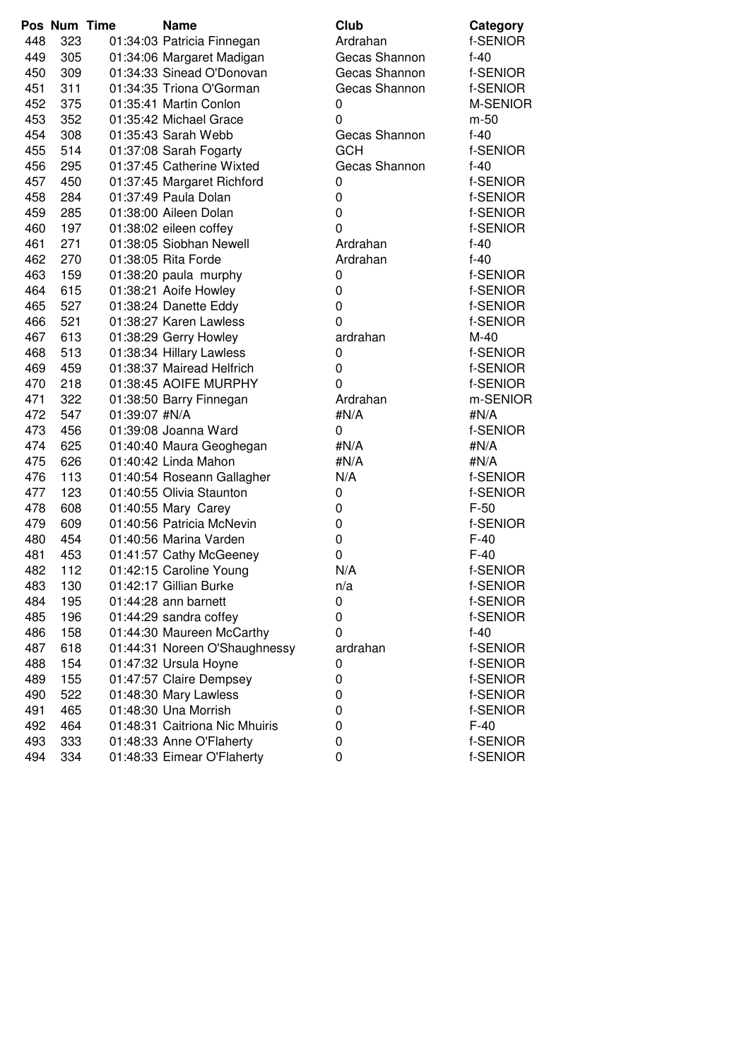| Pos | Num | Time | Name | Club | Category |
|---|---|---|---|---|---|
| 448 | 323 | 01:34:03 | Patricia Finnegan | Ardrahan | f-SENIOR |
| 449 | 305 | 01:34:06 | Margaret Madigan | Gecas Shannon | f-40 |
| 450 | 309 | 01:34:33 | Sinead O'Donovan | Gecas Shannon | f-SENIOR |
| 451 | 311 | 01:34:35 | Triona O'Gorman | Gecas Shannon | f-SENIOR |
| 452 | 375 | 01:35:41 | Martin Conlon | 0 | M-SENIOR |
| 453 | 352 | 01:35:42 | Michael Grace | 0 | m-50 |
| 454 | 308 | 01:35:43 | Sarah Webb | Gecas Shannon | f-40 |
| 455 | 514 | 01:37:08 | Sarah Fogarty | GCH | f-SENIOR |
| 456 | 295 | 01:37:45 | Catherine Wixted | Gecas Shannon | f-40 |
| 457 | 450 | 01:37:45 | Margaret Richford | 0 | f-SENIOR |
| 458 | 284 | 01:37:49 | Paula Dolan | 0 | f-SENIOR |
| 459 | 285 | 01:38:00 | Aileen Dolan | 0 | f-SENIOR |
| 460 | 197 | 01:38:02 | eileen coffey | 0 | f-SENIOR |
| 461 | 271 | 01:38:05 | Siobhan Newell | Ardrahan | f-40 |
| 462 | 270 | 01:38:05 | Rita Forde | Ardrahan | f-40 |
| 463 | 159 | 01:38:20 | paula murphy | 0 | f-SENIOR |
| 464 | 615 | 01:38:21 | Aoife Howley | 0 | f-SENIOR |
| 465 | 527 | 01:38:24 | Danette Eddy | 0 | f-SENIOR |
| 466 | 521 | 01:38:27 | Karen Lawless | 0 | f-SENIOR |
| 467 | 613 | 01:38:29 | Gerry Howley | ardrahan | M-40 |
| 468 | 513 | 01:38:34 | Hillary Lawless | 0 | f-SENIOR |
| 469 | 459 | 01:38:37 | Mairead Helfrich | 0 | f-SENIOR |
| 470 | 218 | 01:38:45 | AOIFE MURPHY | 0 | f-SENIOR |
| 471 | 322 | 01:38:50 | Barry Finnegan | Ardrahan | m-SENIOR |
| 472 | 547 | 01:39:07 | #N/A | #N/A | #N/A |
| 473 | 456 | 01:39:08 | Joanna Ward | 0 | f-SENIOR |
| 474 | 625 | 01:40:40 | Maura Geoghegan | #N/A | #N/A |
| 475 | 626 | 01:40:42 | Linda Mahon | #N/A | #N/A |
| 476 | 113 | 01:40:54 | Roseann Gallagher | N/A | f-SENIOR |
| 477 | 123 | 01:40:55 | Olivia Staunton | 0 | f-SENIOR |
| 478 | 608 | 01:40:55 | Mary Carey | 0 | F-50 |
| 479 | 609 | 01:40:56 | Patricia McNevin | 0 | f-SENIOR |
| 480 | 454 | 01:40:56 | Marina Varden | 0 | F-40 |
| 481 | 453 | 01:41:57 | Cathy McGeeney | 0 | F-40 |
| 482 | 112 | 01:42:15 | Caroline Young | N/A | f-SENIOR |
| 483 | 130 | 01:42:17 | Gillian Burke | n/a | f-SENIOR |
| 484 | 195 | 01:44:28 | ann barnett | 0 | f-SENIOR |
| 485 | 196 | 01:44:29 | sandra coffey | 0 | f-SENIOR |
| 486 | 158 | 01:44:30 | Maureen McCarthy | 0 | f-40 |
| 487 | 618 | 01:44:31 | Noreen O'Shaughnessy | ardrahan | f-SENIOR |
| 488 | 154 | 01:47:32 | Ursula Hoyne | 0 | f-SENIOR |
| 489 | 155 | 01:47:57 | Claire Dempsey | 0 | f-SENIOR |
| 490 | 522 | 01:48:30 | Mary Lawless | 0 | f-SENIOR |
| 491 | 465 | 01:48:30 | Una Morrish | 0 | f-SENIOR |
| 492 | 464 | 01:48:31 | Caitriona Nic Mhuiris | 0 | F-40 |
| 493 | 333 | 01:48:33 | Anne O'Flaherty | 0 | f-SENIOR |
| 494 | 334 | 01:48:33 | Eimear O'Flaherty | 0 | f-SENIOR |